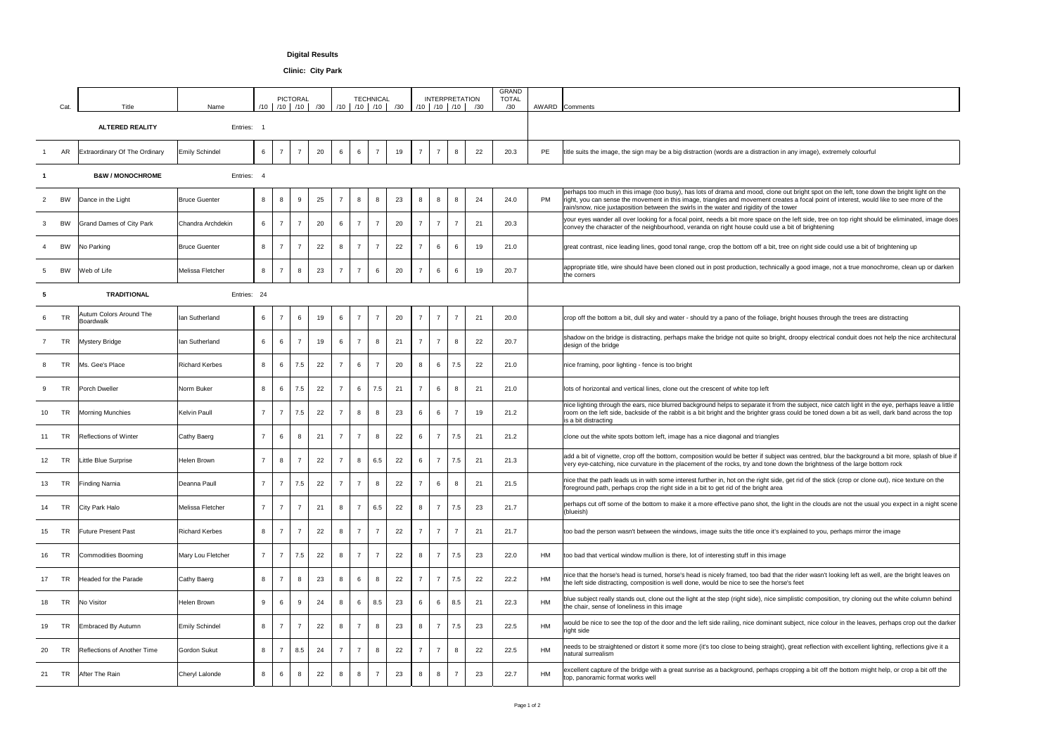**Digital Results**

**Clinic: City Park**

| | Cat. | Title | Name | PICTORAL /10 | /10 | /10 | /30 | TECHNICAL /10 | /10 | /10 | /30 | INTERPRETATION /10 | /10 | /10 | /30 | GRAND TOTAL /30 | AWARD | Comments |
|---|---|---|---|---|---|---|---|---|---|---|---|---|---|---|---|---|---|---|
| | | **ALTERED REALITY** | Entries: 1 | | | | | | | | | | | | | | | |
| 1 | AR | Extraordinary Of The Ordinary | Emily Schindel | 6 | 7 | 7 | 20 | 6 | 6 | 7 | 19 | 7 | 7 | 8 | 22 | 20.3 | PE | title suits the image, the sign may be a big distraction (words are a distraction in any image), extremely colourful |
| 1 | | **B&W / MONOCHROME** | Entries: 4 | | | | | | | | | | | | | | | |
| 2 | BW | Dance in the Light | Bruce Guenter | 8 | 8 | 9 | 25 | 7 | 8 | 8 | 23 | 8 | 8 | 8 | 24 | 24.0 | PM | perhaps too much in this image (too busy), has lots of drama and mood, clone out bright spot on the left, tone down the bright light on the right, you can sense the movement in this image, triangles and movement creates a focal point of interest, would like to see more of the rain/snow, nice juxtaposition between the swirls in the water and rigidity of the tower |
| 3 | BW | Grand Dames of City Park | Chandra Archdekin | 6 | 7 | 7 | 20 | 6 | 7 | 7 | 20 | 7 | 7 | 7 | 21 | 20.3 | | your eyes wander all over looking for a focal point, needs a bit more space on the left side, tree on top right should be eliminated, image does convey the character of the neighbourhood, veranda on right house could use a bit of brightening |
| 4 | BW | No Parking | Bruce Guenter | 8 | 7 | 7 | 22 | 8 | 7 | 7 | 22 | 7 | 6 | 6 | 19 | 21.0 | | great contrast, nice leading lines, good tonal range, crop the bottom off a bit, tree on right side could use a bit of brightening up |
| 5 | BW | Web of Life | Melissa Fletcher | 8 | 7 | 8 | 23 | 7 | 7 | 6 | 20 | 7 | 6 | 6 | 19 | 20.7 | | appropriate title, wire should have been cloned out in post production, technically a good image, not a true monochrome, clean up or darken the corners |
| 5 | | **TRADITIONAL** | Entries: 24 | | | | | | | | | | | | | | | |
| 6 | TR | Autum Colors Around The Boardwalk | Ian Sutherland | 6 | 7 | 6 | 19 | 6 | 7 | 7 | 20 | 7 | 7 | 7 | 21 | 20.0 | | crop off the bottom a bit, dull sky and water - should try a pano of the foliage, bright houses through the trees are distracting |
| 7 | TR | Mystery Bridge | Ian Sutherland | 6 | 6 | 7 | 19 | 6 | 7 | 8 | 21 | 7 | 7 | 8 | 22 | 20.7 | | shadow on the bridge is distracting, perhaps make the bridge not quite so bright, droopy electrical conduit does not help the nice architectural design of the bridge |
| 8 | TR | Ms. Gee's Place | Richard Kerbes | 8 | 6 | 7.5 | 22 | 7 | 6 | 7 | 20 | 8 | 6 | 7.5 | 22 | 21.0 | | nice framing, poor lighting - fence is too bright |
| 9 | TR | Porch Dweller | Norm Buker | 8 | 6 | 7.5 | 22 | 7 | 6 | 7.5 | 21 | 7 | 6 | 8 | 21 | 21.0 | | lots of horizontal and vertical lines, clone out the crescent of white top left |
| 10 | TR | Morning Munchies | Kelvin Paull | 7 | 7 | 7.5 | 22 | 7 | 8 | 8 | 23 | 6 | 6 | 7 | 19 | 21.2 | | nice lighting through the ears, nice blurred background helps to separate it from the subject, nice catch light in the eye, perhaps leave a little room on the left side, backside of the rabbit is a bit bright and the brighter grass could be toned down a bit as well, dark band across the top is a bit distracting |
| 11 | TR | Reflections of Winter | Cathy Baerg | 7 | 6 | 8 | 21 | 7 | 7 | 8 | 22 | 6 | 7 | 7.5 | 21 | 21.2 | | clone out the white spots bottom left, image has a nice diagonal and triangles |
| 12 | TR | Little Blue Surprise | Helen Brown | 7 | 8 | 7 | 22 | 7 | 8 | 6.5 | 22 | 6 | 7 | 7.5 | 21 | 21.3 | | add a bit of vignette, crop off the bottom, composition would be better if subject was centred, blur the background a bit more, splash of blue if very eye-catching, nice curvature in the placement of the rocks, try and tone down the brightness of the large bottom rock |
| 13 | TR | Finding Narnia | Deanna Paull | 7 | 7 | 7.5 | 22 | 7 | 7 | 8 | 22 | 7 | 6 | 8 | 21 | 21.5 | | nice that the path leads us in with some interest further in, hot on the right side, get rid of the stick (crop or clone out), nice texture on the foreground path, perhaps crop the right side in a bit to get rid of the bright area |
| 14 | TR | City Park Halo | Melissa Fletcher | 7 | 7 | 7 | 21 | 8 | 7 | 6.5 | 22 | 8 | 7 | 7.5 | 23 | 21.7 | | perhaps cut off some of the bottom to make it a more effective pano shot, the light in the clouds are not the usual you expect in a night scene (blueish) |
| 15 | TR | Future Present Past | Richard Kerbes | 8 | 7 | 7 | 22 | 8 | 7 | 7 | 22 | 7 | 7 | 7 | 21 | 21.7 | | too bad the person wasn't between the windows, image suits the title once it's explained to you, perhaps mirror the image |
| 16 | TR | Commodities Booming | Mary Lou Fletcher | 7 | 7 | 7.5 | 22 | 8 | 7 | 7 | 22 | 8 | 7 | 7.5 | 23 | 22.0 | HM | too bad that vertical window mullion is there, lot of interesting stuff in this image |
| 17 | TR | Headed for the Parade | Cathy Baerg | 8 | 7 | 8 | 23 | 8 | 6 | 8 | 22 | 7 | 7 | 7.5 | 22 | 22.2 | HM | nice that the horse's head is turned, horse's head is nicely framed, too bad that the rider wasn't looking left as well, are the bright leaves on the left side distracting, composition is well done, would be nice to see the horse's feet |
| 18 | TR | No Visitor | Helen Brown | 9 | 6 | 9 | 24 | 8 | 6 | 8.5 | 23 | 6 | 6 | 8.5 | 21 | 22.3 | HM | blue subject really stands out, clone out the light at the step (right side), nice simplistic composition, try cloning out the white column behind the chair, sense of loneliness in this image |
| 19 | TR | Embraced By Autumn | Emily Schindel | 8 | 7 | 7 | 22 | 8 | 7 | 8 | 23 | 8 | 7 | 7.5 | 23 | 22.5 | HM | would be nice to see the top of the door and the left side railing, nice dominant subject, nice colour in the leaves, perhaps crop out the darker right side |
| 20 | TR | Reflections of Another Time | Gordon Sukut | 8 | 7 | 8.5 | 24 | 7 | 7 | 8 | 22 | 7 | 7 | 8 | 22 | 22.5 | HM | needs to be straightened or distort it some more (it's too close to being straight), great reflection with excellent lighting, reflections give it a natural surrealism |
| 21 | TR | After The Rain | Cheryl Lalonde | 8 | 6 | 8 | 22 | 8 | 8 | 7 | 23 | 8 | 8 | 7 | 23 | 22.7 | HM | excellent capture of the bridge with a great sunrise as a background, perhaps cropping a bit off the bottom might help, or crop a bit off the top, panoramic format works well |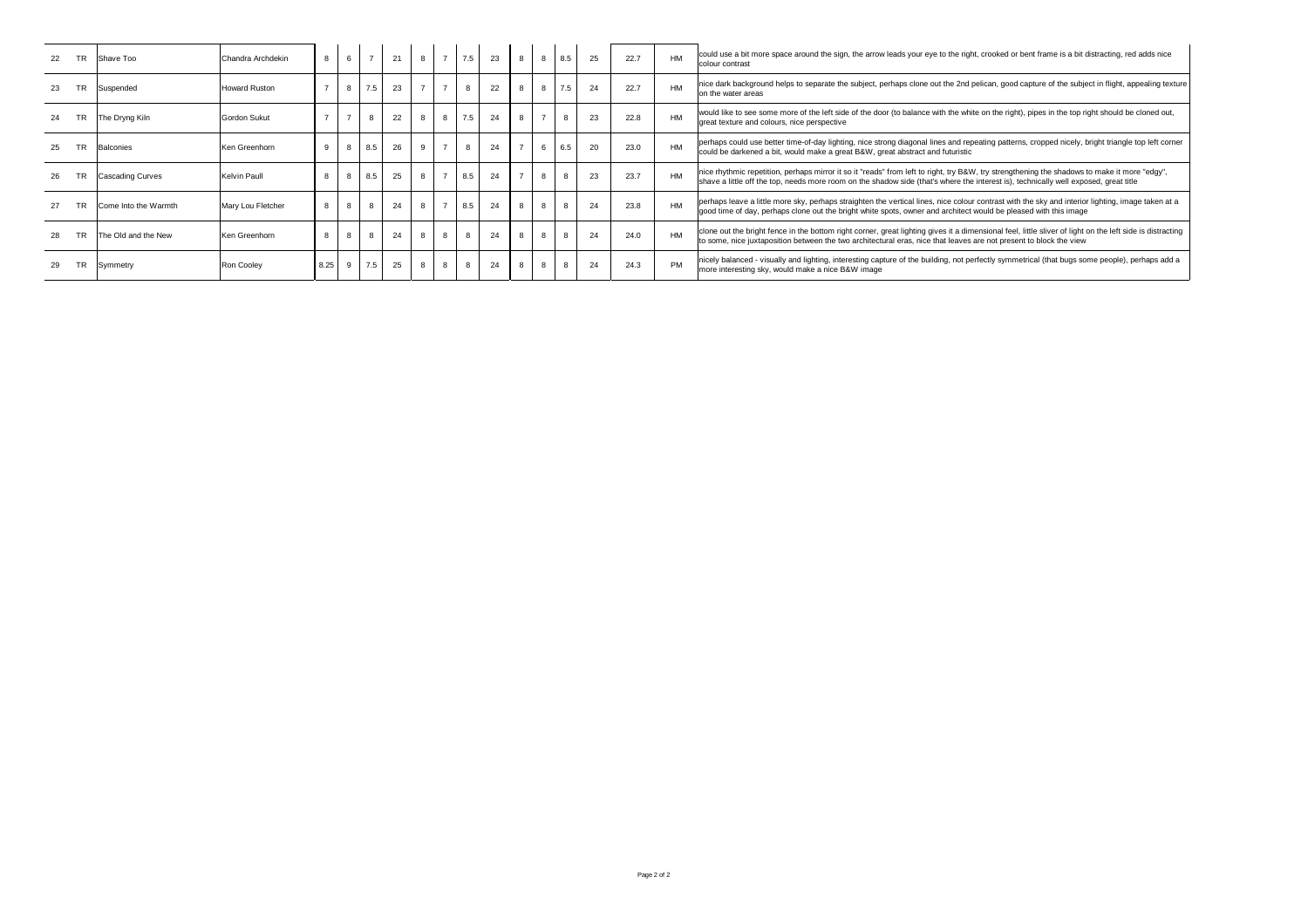| | | | | | | | | | | | | | | | | | | |
|---|---|---|---|---|---|---|---|---|---|---|---|---|---|---|---|---|---|---|
| 22 | TR | Shave Too | Chandra Archdekin | 8 | 6 | 7 | 21 | 8 | 7 | 7.5 | 23 | 8 | 8 | 8.5 | 25 | 22.7 | HM | could use a bit more space around the sign, the arrow leads your eye to the right, crooked or bent frame is a bit distracting, red adds nice colour contrast |
| 23 | TR | Suspended | Howard Ruston | 7 | 8 | 7.5 | 23 | 7 | 7 | 8 | 22 | 8 | 8 | 7.5 | 24 | 22.7 | HM | nice dark background helps to separate the subject, perhaps clone out the 2nd pelican, good capture of the subject in flight, appealing texture on the water areas |
| 24 | TR | The Dryng Kiln | Gordon Sukut | 7 | 7 | 8 | 22 | 8 | 8 | 7.5 | 24 | 8 | 7 | 8 | 23 | 22.8 | HM | would like to see some more of the left side of the door (to balance with the white on the right), pipes in the top right should be cloned out, great texture and colours, nice perspective |
| 25 | TR | Balconies | Ken Greenhorn | 9 | 8 | 8.5 | 26 | 9 | 7 | 8 | 24 | 7 | 6 | 6.5 | 20 | 23.0 | HM | perhaps could use better time-of-day lighting, nice strong diagonal lines and repeating patterns, cropped nicely, bright triangle top left corner could be darkened a bit, would make a great B&W, great abstract and futuristic |
| 26 | TR | Cascading Curves | Kelvin Paull | 8 | 8 | 8.5 | 25 | 8 | 7 | 8.5 | 24 | 7 | 8 | 8 | 23 | 23.7 | HM | nice rhythmic repetition, perhaps mirror it so it "reads" from left to right, try B&W, try strengthening the shadows to make it more "edgy", shave a little off the top, needs more room on the shadow side (that's where the interest is), technically well exposed, great title |
| 27 | TR | Come Into the Warmth | Mary Lou Fletcher | 8 | 8 | 8 | 24 | 8 | 7 | 8.5 | 24 | 8 | 8 | 8 | 24 | 23.8 | HM | perhaps leave a little more sky, perhaps straighten the vertical lines, nice colour contrast with the sky and interior lighting, image taken at a good time of day, perhaps clone out the bright white spots, owner and architect would be pleased with this image |
| 28 | TR | The Old and the New | Ken Greenhorn | 8 | 8 | 8 | 24 | 8 | 8 | 8 | 24 | 8 | 8 | 8 | 24 | 24.0 | HM | clone out the bright fence in the bottom right corner, great lighting gives it a dimensional feel, little sliver of light on the left side is distracting to some, nice juxtaposition between the two architectural eras, nice that leaves are not present to block the view |
| 29 | TR | Symmetry | Ron Cooley | 8.25 | 9 | 7.5 | 25 | 8 | 8 | 8 | 24 | 8 | 8 | 8 | 24 | 24.3 | PM | nicely balanced - visually and lighting, interesting capture of the building, not perfectly symmetrical (that bugs some people), perhaps add a more interesting sky, would make a nice B&W image |